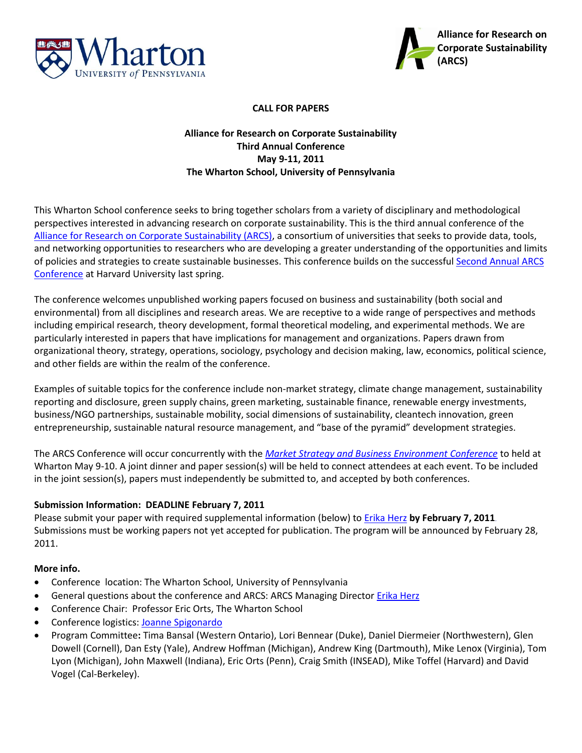Wharton UNIVERSITY of PENNSYLVANIA

Alliance for Research on Corporate Sustainability (ARCS)

**CALL FOR PAPERS**

**Alliance for Research on Corporate Sustainability**
**Third Annual Conference**
**May 9-11, 2011**
**The Wharton School, University of Pennsylvania**

This Wharton School conference seeks to bring together scholars from a variety of disciplinary and methodological perspectives interested in advancing research on corporate sustainability. This is the third annual conference of the Alliance for Research on Corporate Sustainability (ARCS), a consortium of universities that seeks to provide data, tools, and networking opportunities to researchers who are developing a greater understanding of the opportunities and limits of policies and strategies to create sustainable businesses. This conference builds on the successful Second Annual ARCS Conference at Harvard University last spring.

The conference welcomes unpublished working papers focused on business and sustainability (both social and environmental) from all disciplines and research areas. We are receptive to a wide range of perspectives and methods including empirical research, theory development, formal theoretical modeling, and experimental methods. We are particularly interested in papers that have implications for management and organizations. Papers drawn from organizational theory, strategy, operations, sociology, psychology and decision making, law, economics, political science, and other fields are within the realm of the conference.

Examples of suitable topics for the conference include non-market strategy, climate change management, sustainability reporting and disclosure, green supply chains, green marketing, sustainable finance, renewable energy investments, business/NGO partnerships, sustainable mobility, social dimensions of sustainability, cleantech innovation, green entrepreneurship, sustainable natural resource management, and "base of the pyramid" development strategies.

The ARCS Conference will occur concurrently with the *Market Strategy and Business Environment Conference* to held at Wharton May 9-10. A joint dinner and paper session(s) will be held to connect attendees at each event. To be included in the joint session(s), papers must independently be submitted to, and accepted by both conferences.

**Submission Information: DEADLINE February 7, 2011**
Please submit your paper with required supplemental information (below) to Erika Herz **by February 7, 2011**. Submissions must be working papers not yet accepted for publication. The program will be announced by February 28, 2011.

**More info.**

- Conference location: The Wharton School, University of Pennsylvania
- General questions about the conference and ARCS: ARCS Managing Director Erika Herz
- Conference Chair: Professor Eric Orts, The Wharton School
- Conference logistics: Joanne Spigonardo
- Program Committee**:** Tima Bansal (Western Ontario), Lori Bennear (Duke), Daniel Diermeier (Northwestern), Glen Dowell (Cornell), Dan Esty (Yale), Andrew Hoffman (Michigan), Andrew King (Dartmouth), Mike Lenox (Virginia), Tom Lyon (Michigan), John Maxwell (Indiana), Eric Orts (Penn), Craig Smith (INSEAD), Mike Toffel (Harvard) and David Vogel (Cal-Berkeley).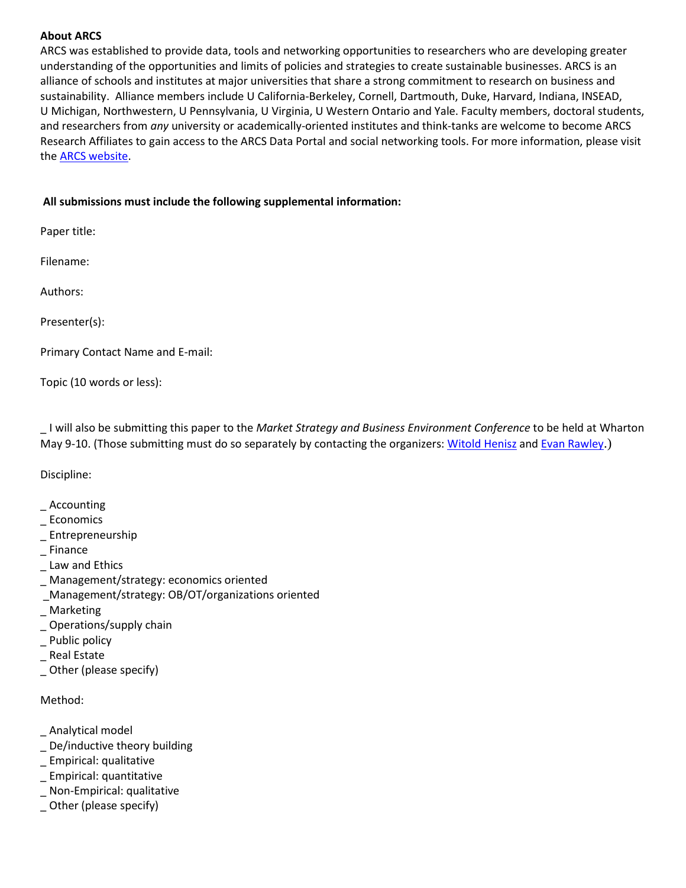**About ARCS**

ARCS was established to provide data, tools and networking opportunities to researchers who are developing greater understanding of the opportunities and limits of policies and strategies to create sustainable businesses. ARCS is an alliance of schools and institutes at major universities that share a strong commitment to research on business and sustainability. Alliance members include U California-Berkeley, Cornell, Dartmouth, Duke, Harvard, Indiana, INSEAD, U Michigan, Northwestern, U Pennsylvania, U Virginia, U Western Ontario and Yale. Faculty members, doctoral students, and researchers from *any* university or academically-oriented institutes and think-tanks are welcome to become ARCS Research Affiliates to gain access to the ARCS Data Portal and social networking tools. For more information, please visit the ARCS website.

**All submissions must include the following supplemental information:**

Paper title:

Filename:

Authors:

Presenter(s):

Primary Contact Name and E-mail:

Topic (10 words or less):

_ I will also be submitting this paper to the *Market Strategy and Business Environment Conference* to be held at Wharton May 9-10. (Those submitting must do so separately by contacting the organizers: Witold Henisz and Evan Rawley.)

Discipline:

_ Accounting
_ Economics
_ Entrepreneurship
_ Finance
_ Law and Ethics
_ Management/strategy: economics oriented
_Management/strategy: OB/OT/organizations oriented
_ Marketing
_ Operations/supply chain
_ Public policy
_ Real Estate
_ Other (please specify)

Method:

_ Analytical model
_ De/inductive theory building
_ Empirical: qualitative
_ Empirical: quantitative
_ Non-Empirical: qualitative
_ Other (please specify)